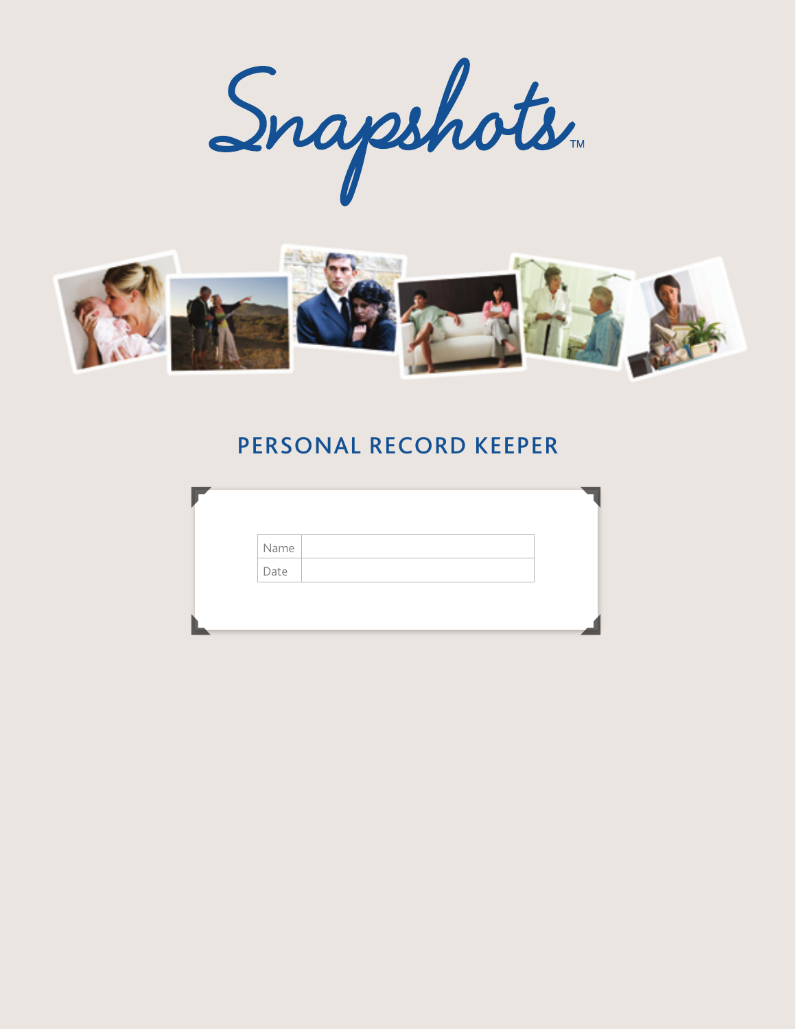# Snapshots™

## PERSONAL RECORD KEEPER

| Name | |
|---|---|
| Date | |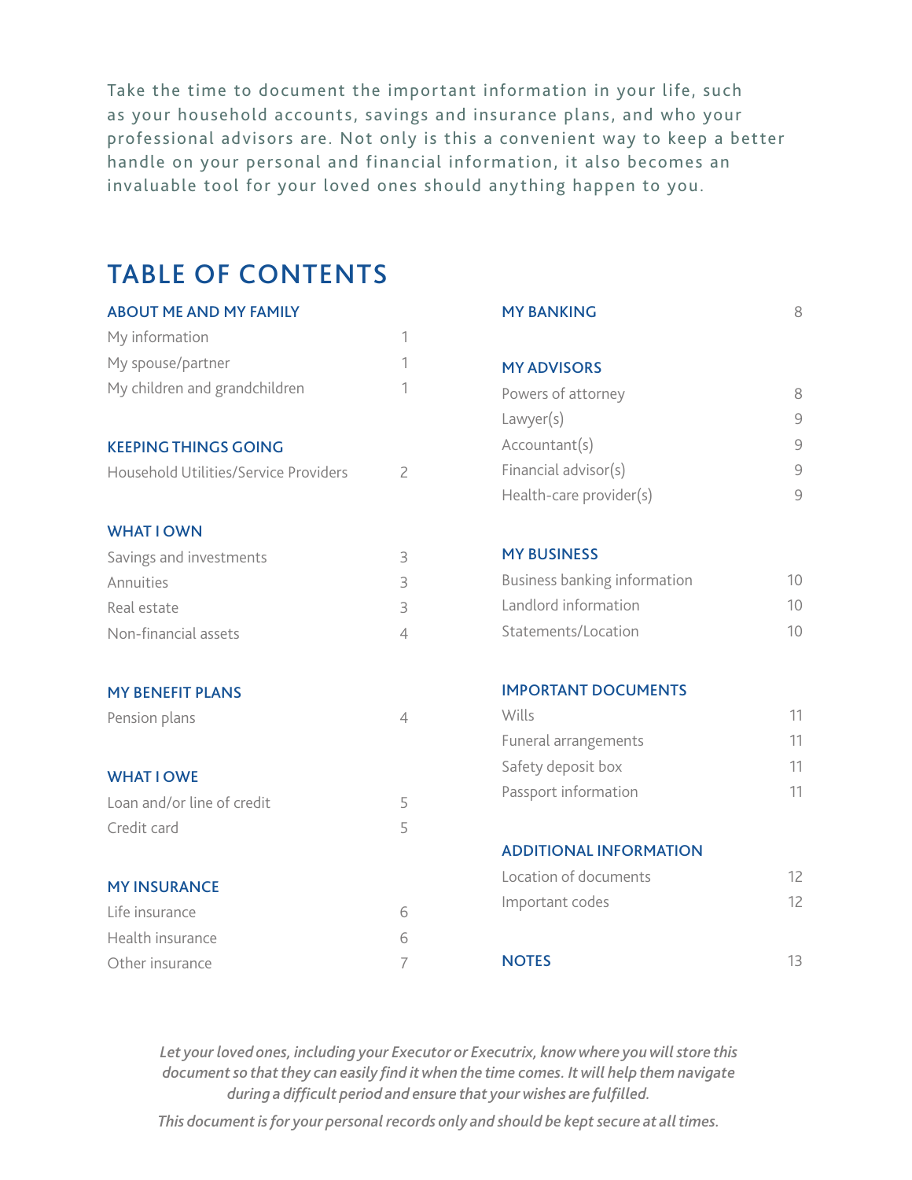Take the time to document the important information in your life, such as your household accounts, savings and insurance plans, and who your professional advisors are. Not only is this a convenient way to keep a better handle on your personal and financial information, it also becomes an invaluable tool for your loved ones should anything happen to you.

# TABLE OF CONTENTS

**ABOUT ME AND MY FAMILY**

| | |
|---|---|
| My information | 1 |
| My spouse/partner | 1 |
| My children and grandchildren | 1 |

**KEEPING THINGS GOING**

| | |
|---|---|
| Household Utilities/Service Providers | 2 |

**WHAT I OWN**

| | |
|---|---|
| Savings and investments | 3 |
| Annuities | 3 |
| Real estate | 3 |
| Non-financial assets | 4 |

**MY BENEFIT PLANS**

| | |
|---|---|
| Pension plans | 4 |

**WHAT I OWE**

| | |
|---|---|
| Loan and/or line of credit | 5 |
| Credit card | 5 |

**MY INSURANCE**

| | |
|---|---|
| Life insurance | 6 |
| Health insurance | 6 |
| Other insurance | 7 |

**MY BANKING** 8

**MY ADVISORS**

| | |
|---|---|
| Powers of attorney | 8 |
| Lawyer(s) | 9 |
| Accountant(s) | 9 |
| Financial advisor(s) | 9 |
| Health-care provider(s) | 9 |

**MY BUSINESS**

| | |
|---|---|
| Business banking information | 10 |
| Landlord information | 10 |
| Statements/Location | 10 |

**IMPORTANT DOCUMENTS**

| | |
|---|---|
| Wills | 11 |
| Funeral arrangements | 11 |
| Safety deposit box | 11 |
| Passport information | 11 |

**ADDITIONAL INFORMATION**

| | |
|---|---|
| Location of documents | 12 |
| Important codes | 12 |

**NOTES** 13

*Let your loved ones, including your Executor or Executrix, know where you will store this document so that they can easily find it when the time comes. It will help them navigate during a difficult period and ensure that your wishes are fulfilled.*

*This document is for your personal records only and should be kept secure at all times.*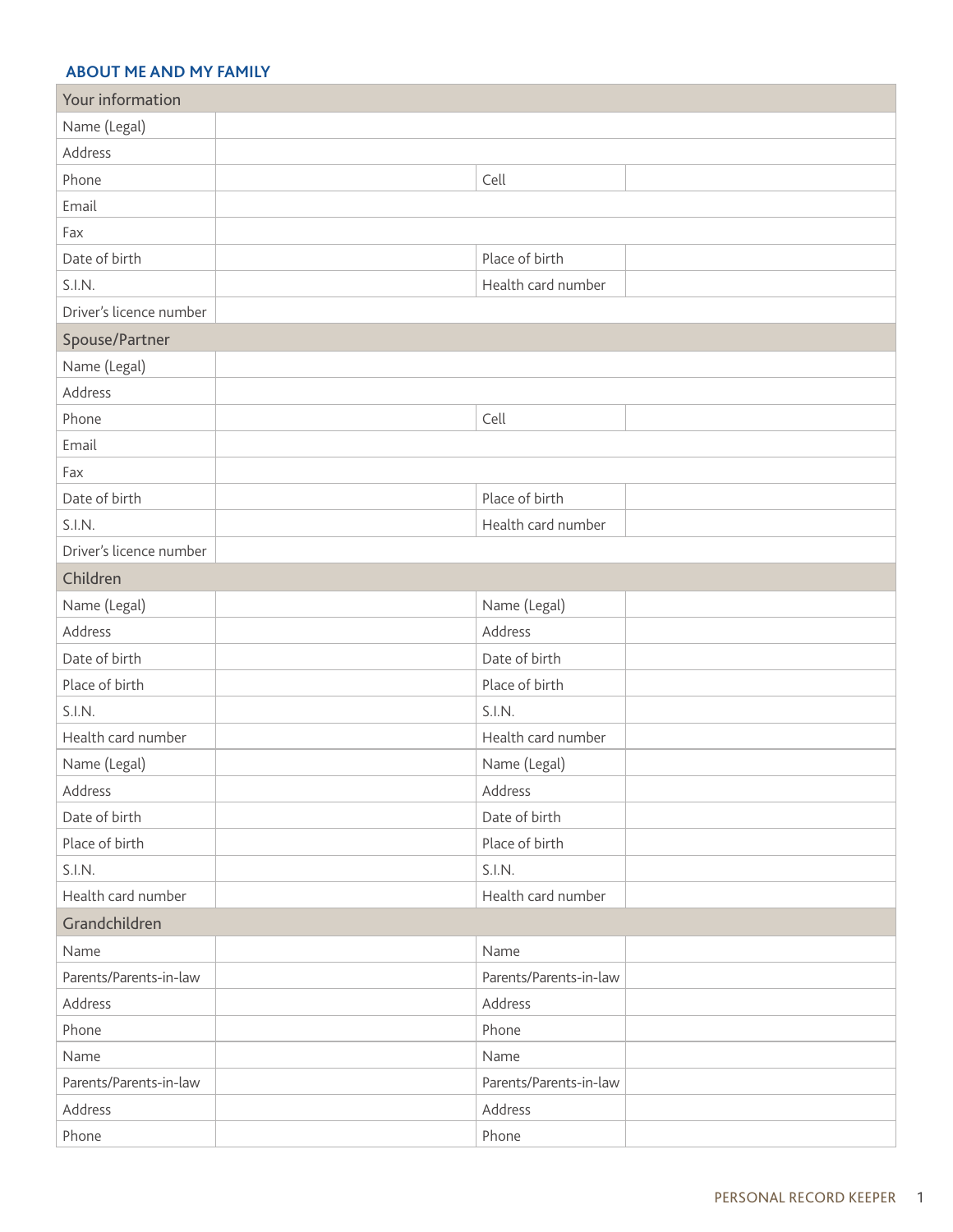## ABOUT ME AND MY FAMILY

| Your information | | | |
|---|---|---|---|
| Name (Legal) | | | |
| Address | | | |
| Phone | | Cell | |
| Email | | | |
| Fax | | | |
| Date of birth | | Place of birth | |
| S.I.N. | | Health card number | |
| Driver's licence number | | | |

| Spouse/Partner | | | |
|---|---|---|---|
| Name (Legal) | | | |
| Address | | | |
| Phone | | Cell | |
| Email | | | |
| Fax | | | |
| Date of birth | | Place of birth | |
| S.I.N. | | Health card number | |
| Driver's licence number | | | |

| Children | | | |
|---|---|---|---|
| Name (Legal) | | Name (Legal) | |
| Address | | Address | |
| Date of birth | | Date of birth | |
| Place of birth | | Place of birth | |
| S.I.N. | | S.I.N. | |
| Health card number | | Health card number | |
| Name (Legal) | | Name (Legal) | |
| Address | | Address | |
| Date of birth | | Date of birth | |
| Place of birth | | Place of birth | |
| S.I.N. | | S.I.N. | |
| Health card number | | Health card number | |

| Grandchildren | | | |
|---|---|---|---|
| Name | | Name | |
| Parents/Parents-in-law | | Parents/Parents-in-law | |
| Address | | Address | |
| Phone | | Phone | |
| Name | | Name | |
| Parents/Parents-in-law | | Parents/Parents-in-law | |
| Address | | Address | |
| Phone | | Phone | |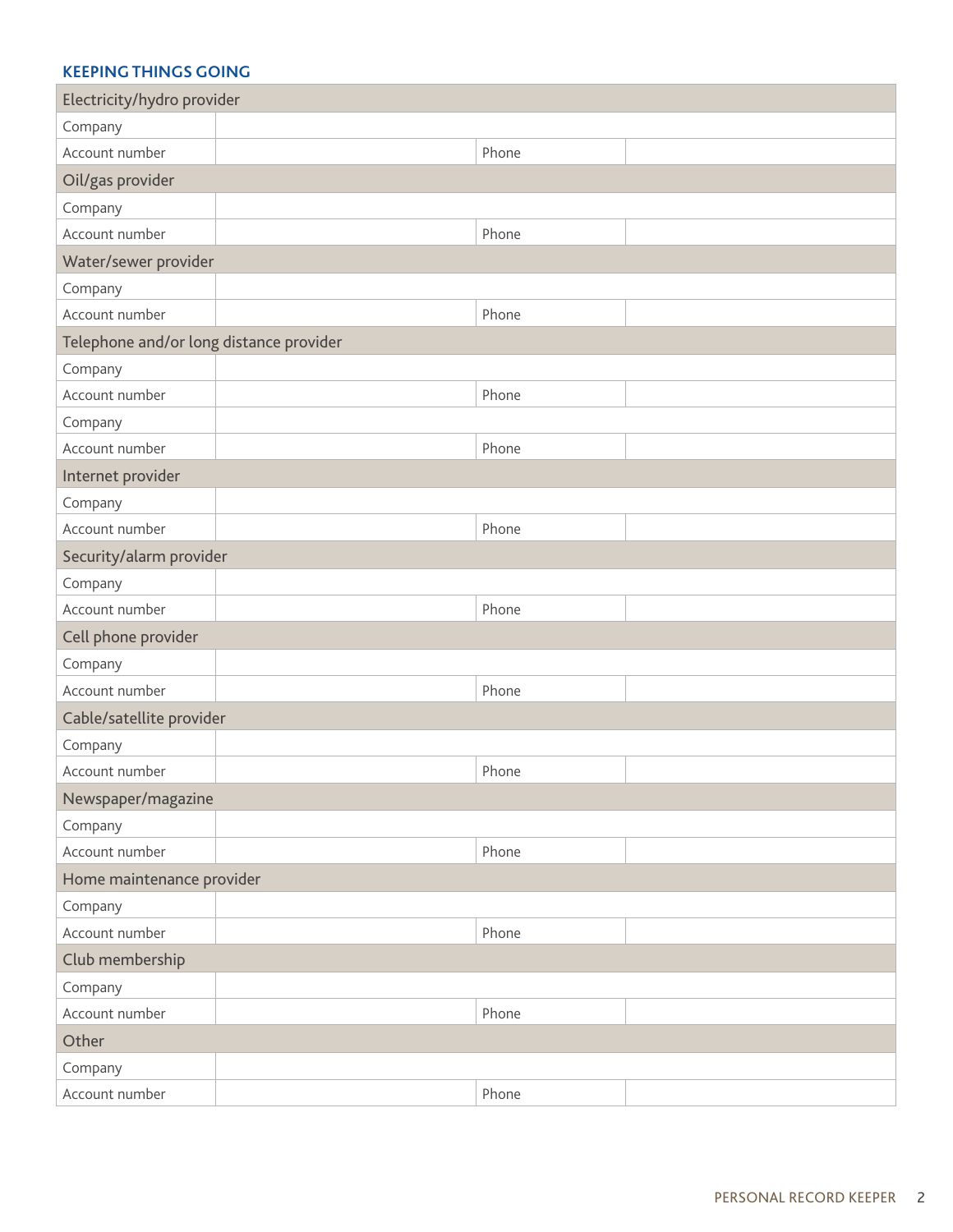### KEEPING THINGS GOING

| Electricity/hydro provider | | | |
|---|---|---|---|
| Company | | | |
| Account number | | Phone | |
| **Oil/gas provider** | | | |
| Company | | | |
| Account number | | Phone | |
| **Water/sewer provider** | | | |
| Company | | | |
| Account number | | Phone | |
| **Telephone and/or long distance provider** | | | |
| Company | | | |
| Account number | | Phone | |
| Company | | | |
| Account number | | Phone | |
| **Internet provider** | | | |
| Company | | | |
| Account number | | Phone | |
| **Security/alarm provider** | | | |
| Company | | | |
| Account number | | Phone | |
| **Cell phone provider** | | | |
| Company | | | |
| Account number | | Phone | |
| **Cable/satellite provider** | | | |
| Company | | | |
| Account number | | Phone | |
| **Newspaper/magazine** | | | |
| Company | | | |
| Account number | | Phone | |
| **Home maintenance provider** | | | |
| Company | | | |
| Account number | | Phone | |
| **Club membership** | | | |
| Company | | | |
| Account number | | Phone | |
| **Other** | | | |
| Company | | | |
| Account number | | Phone | |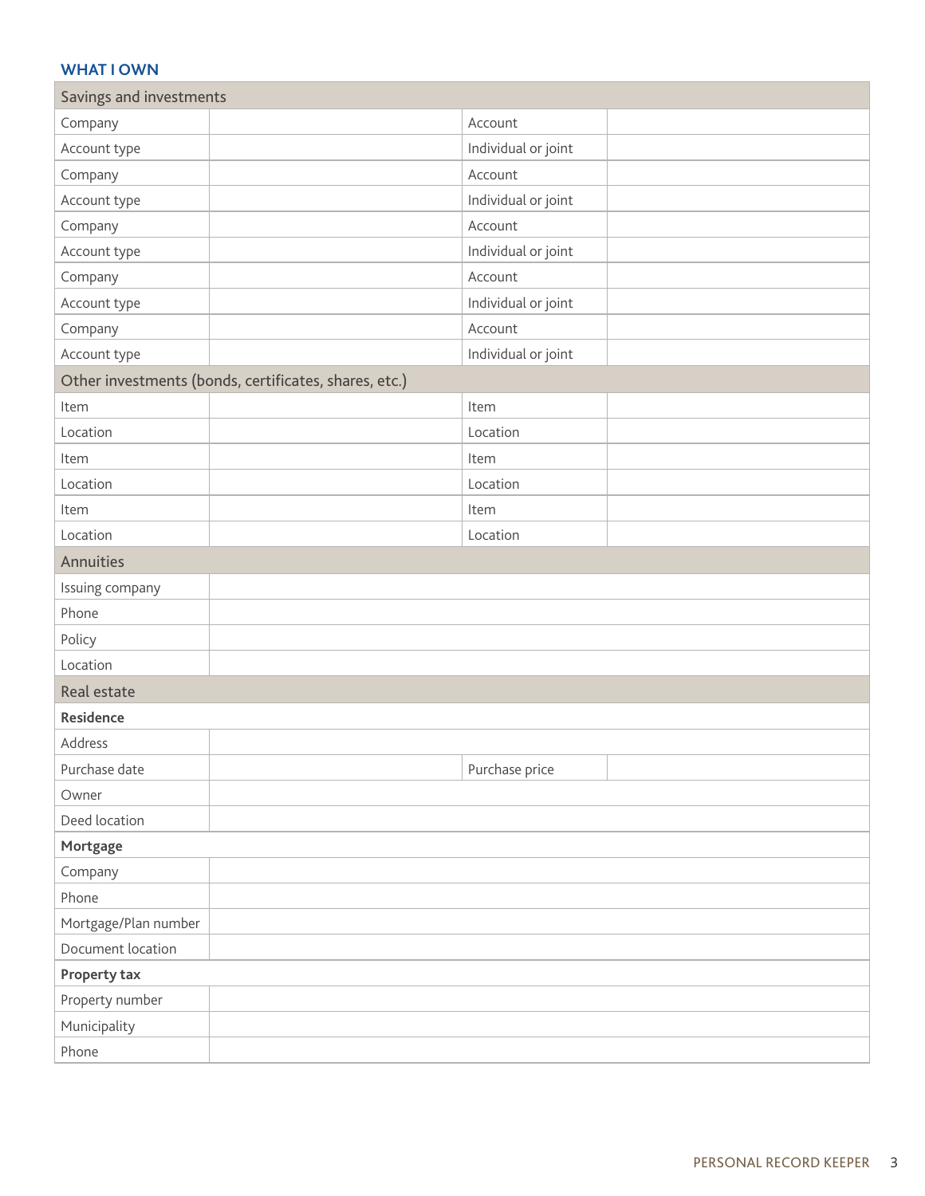## WHAT I OWN

| Savings and investments | | | |
|---|---|---|---|
| Company | | Account | |
| Account type | | Individual or joint | |
| Company | | Account | |
| Account type | | Individual or joint | |
| Company | | Account | |
| Account type | | Individual or joint | |
| Company | | Account | |
| Account type | | Individual or joint | |
| Company | | Account | |
| Account type | | Individual or joint | |
| **Other investments (bonds, certificates, shares, etc.)** | | | |
| Item | | Item | |
| Location | | Location | |
| Item | | Item | |
| Location | | Location | |
| Item | | Item | |
| Location | | Location | |

| Annuities | |
|---|---|
| Issuing company | |
| Phone | |
| Policy | |
| Location | |

| Real estate | | | |
|---|---|---|---|
| **Residence** | | | |
| Address | | | |
| Purchase date | | Purchase price | |
| Owner | | | |
| Deed location | | | |
| **Mortgage** | | | |
| Company | | | |
| Phone | | | |
| Mortgage/Plan number | | | |
| Document location | | | |
| **Property tax** | | | |
| Property number | | | |
| Municipality | | | |
| Phone | | | |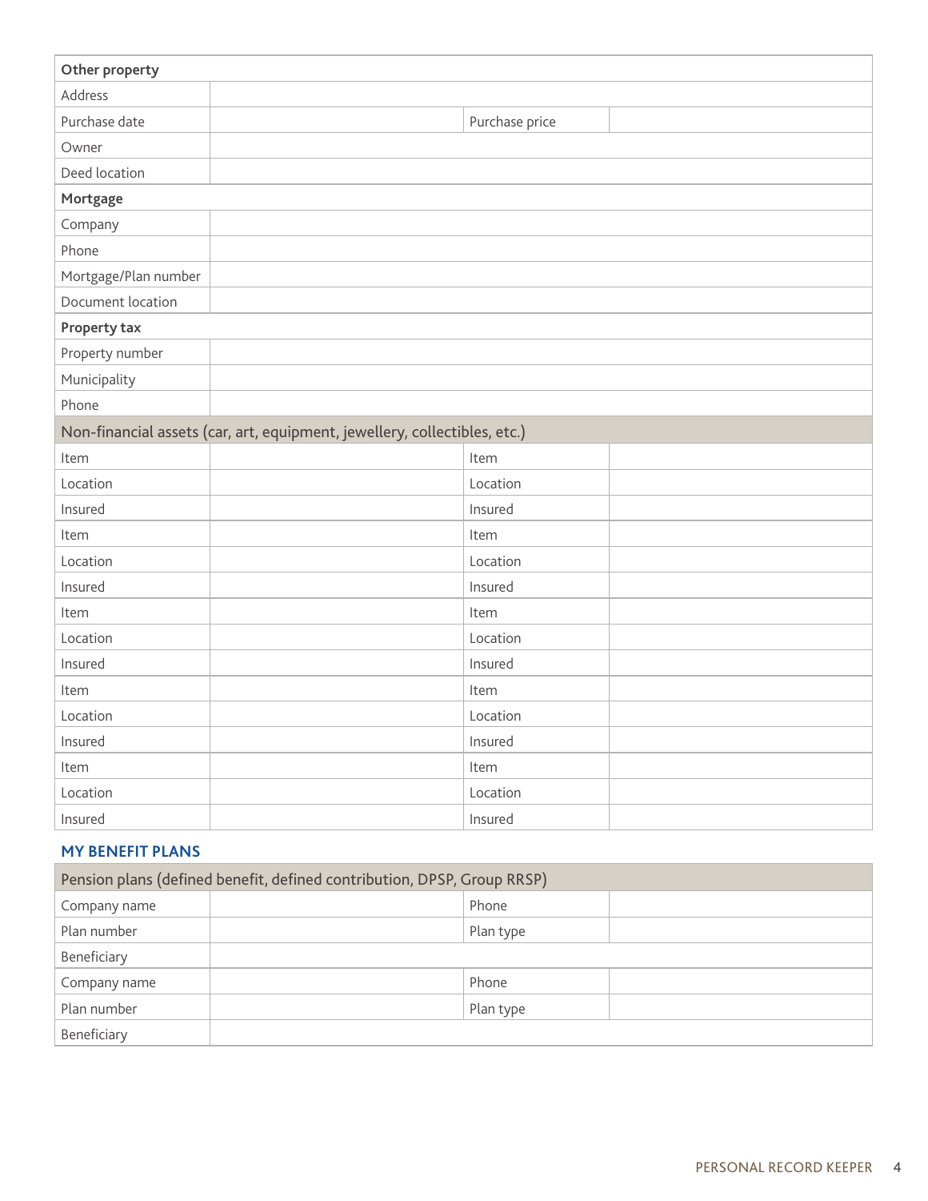| Other property | | | |
|---|---|---|---|
| Address | | | |
| Purchase date | | Purchase price | |
| Owner | | | |
| Deed location | | | |
| **Mortgage** | | | |
| Company | | | |
| Phone | | | |
| Mortgage/Plan number | | | |
| Document location | | | |
| **Property tax** | | | |
| Property number | | | |
| Municipality | | | |
| Phone | | | |

| Non-financial assets (car, art, equipment, jewellery, collectibles, etc.) | | | |
|---|---|---|---|
| Item | | Item | |
| Location | | Location | |
| Insured | | Insured | |
| Item | | Item | |
| Location | | Location | |
| Insured | | Insured | |
| Item | | Item | |
| Location | | Location | |
| Insured | | Insured | |
| Item | | Item | |
| Location | | Location | |
| Insured | | Insured | |
| Item | | Item | |
| Location | | Location | |
| Insured | | Insured | |

## MY BENEFIT PLANS

| Pension plans (defined benefit, defined contribution, DPSP, Group RRSP) | | | |
|---|---|---|---|
| Company name | | Phone | |
| Plan number | | Plan type | |
| Beneficiary | | | |
| Company name | | Phone | |
| Plan number | | Plan type | |
| Beneficiary | | | |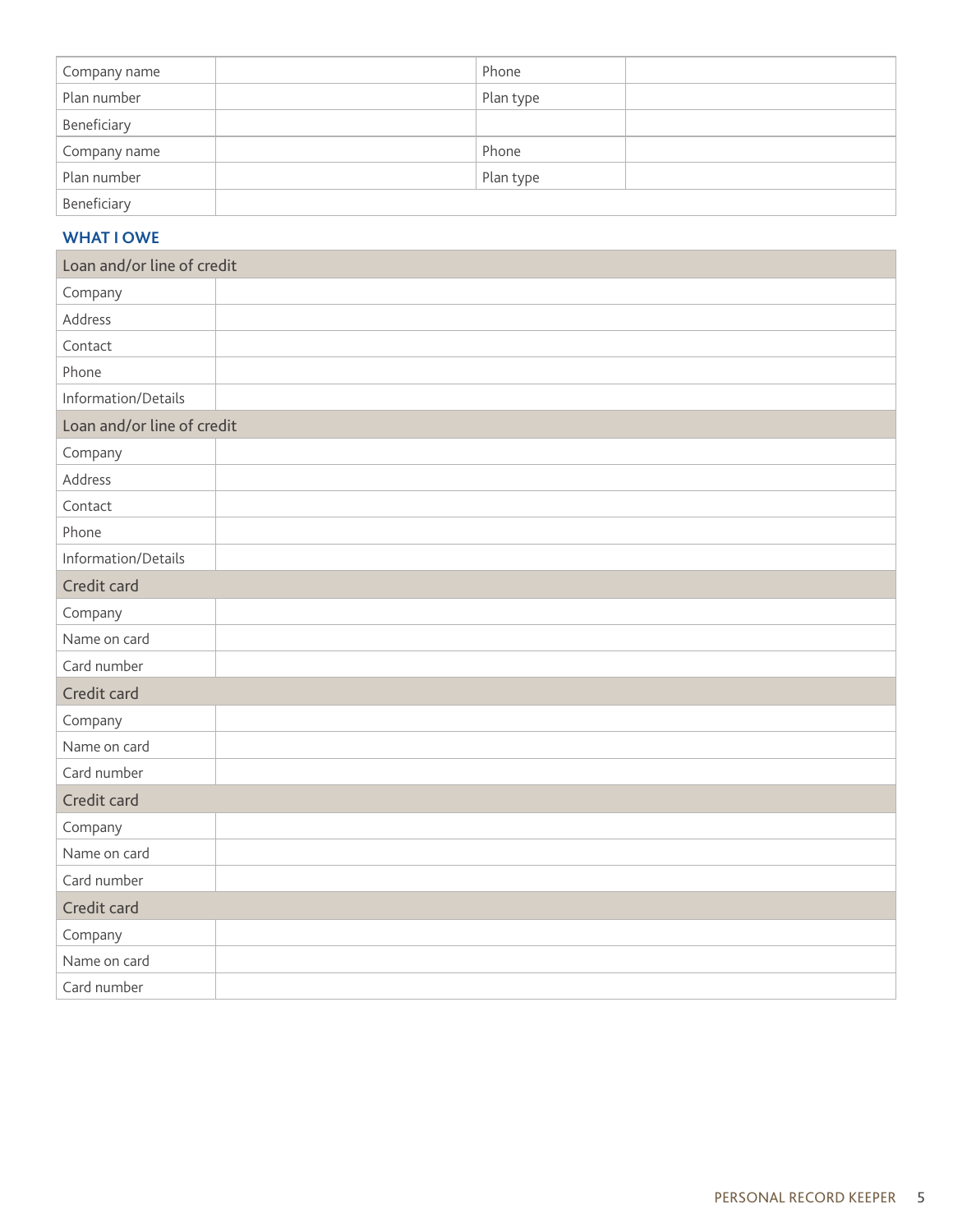| Company name | | Phone | |
|---|---|---|---|
| Plan number | | Plan type | |
| Beneficiary | | | |
| Company name | | Phone | |
| Plan number | | Plan type | |
| Beneficiary | | | |

## WHAT I OWE

| Loan and/or line of credit | |
|---|---|
| Company | |
| Address | |
| Contact | |
| Phone | |
| Information/Details | |
| **Loan and/or line of credit** | |
| Company | |
| Address | |
| Contact | |
| Phone | |
| Information/Details | |
| **Credit card** | |
| Company | |
| Name on card | |
| Card number | |
| **Credit card** | |
| Company | |
| Name on card | |
| Card number | |
| **Credit card** | |
| Company | |
| Name on card | |
| Card number | |
| **Credit card** | |
| Company | |
| Name on card | |
| Card number | |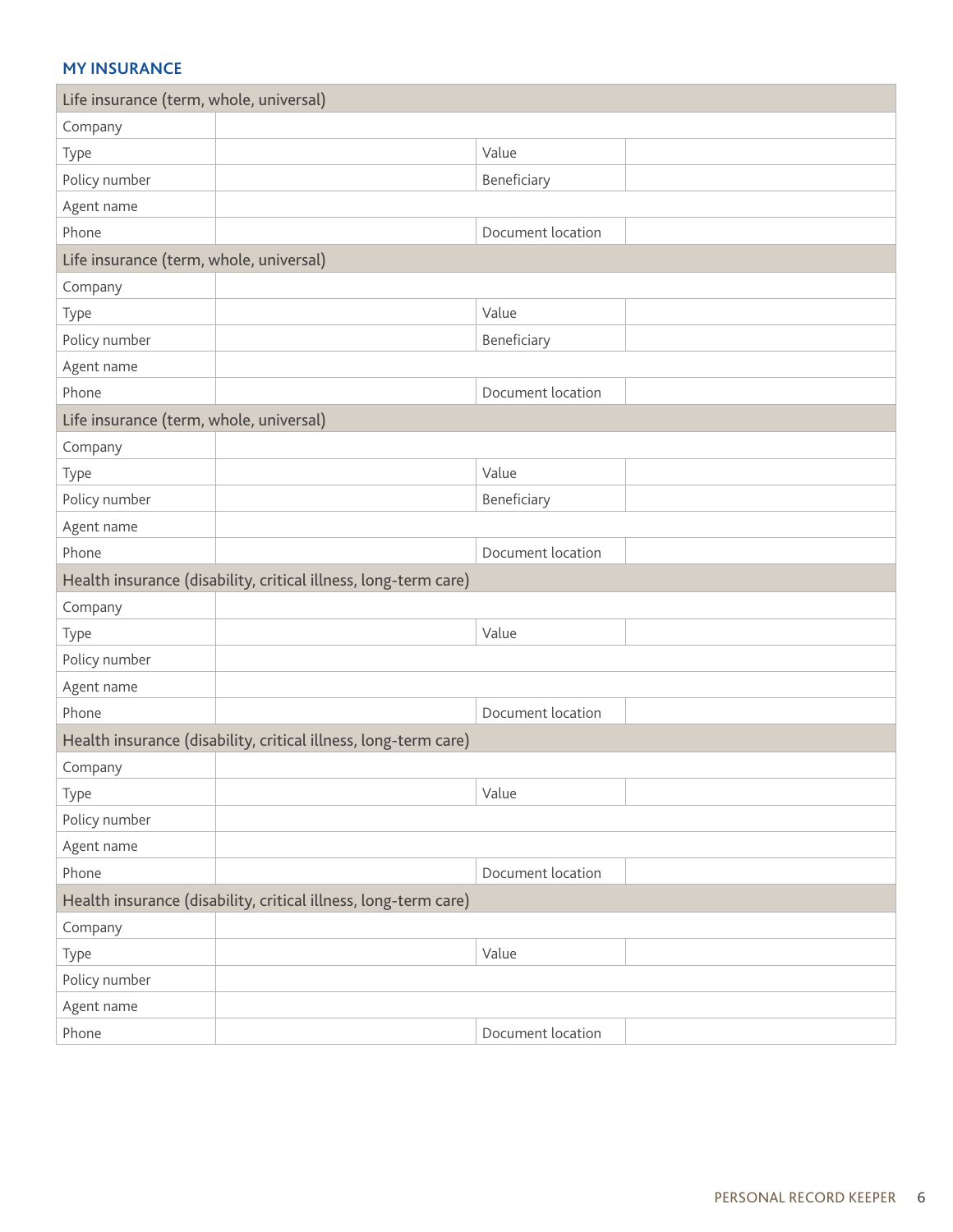## MY INSURANCE

| Life insurance (term, whole, universal) | | | |
|---|---|---|---|
| Company | | | |
| Type | | Value | |
| Policy number | | Beneficiary | |
| Agent name | | | |
| Phone | | Document location | |

| Life insurance (term, whole, universal) | | | |
|---|---|---|---|
| Company | | | |
| Type | | Value | |
| Policy number | | Beneficiary | |
| Agent name | | | |
| Phone | | Document location | |

| Life insurance (term, whole, universal) | | | |
|---|---|---|---|
| Company | | | |
| Type | | Value | |
| Policy number | | Beneficiary | |
| Agent name | | | |
| Phone | | Document location | |

| Health insurance (disability, critical illness, long-term care) | | | |
|---|---|---|---|
| Company | | | |
| Type | | Value | |
| Policy number | | | |
| Agent name | | | |
| Phone | | Document location | |

| Health insurance (disability, critical illness, long-term care) | | | |
|---|---|---|---|
| Company | | | |
| Type | | Value | |
| Policy number | | | |
| Agent name | | | |
| Phone | | Document location | |

| Health insurance (disability, critical illness, long-term care) | | | |
|---|---|---|---|
| Company | | | |
| Type | | Value | |
| Policy number | | | |
| Agent name | | | |
| Phone | | Document location | |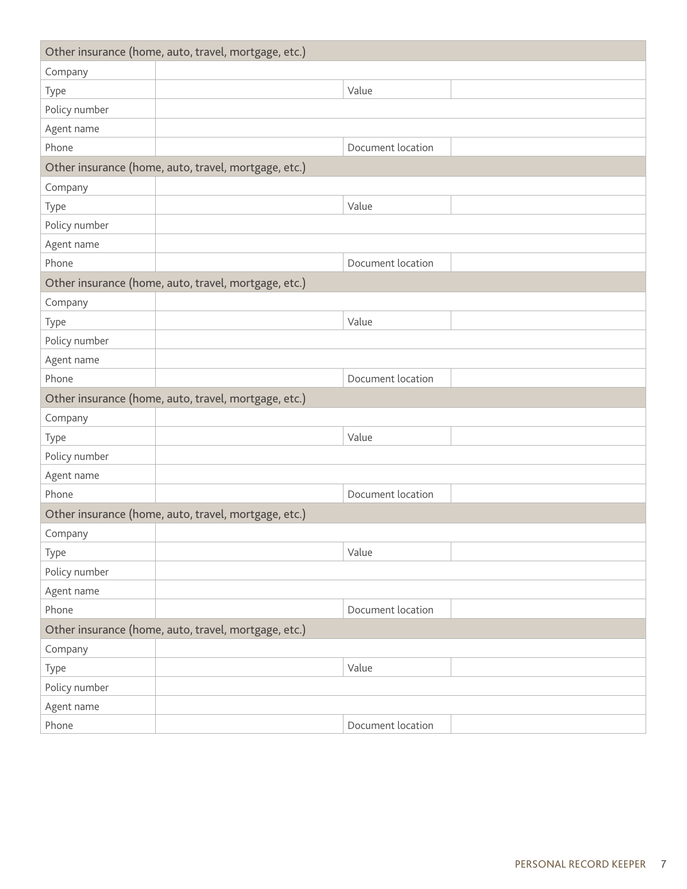| Other insurance (home, auto, travel, mortgage, etc.) | | | |
|---|---|---|---|
| Company | | | |
| Type | | Value | |
| Policy number | | | |
| Agent name | | | |
| Phone | | Document location | |

| Other insurance (home, auto, travel, mortgage, etc.) | | | |
|---|---|---|---|
| Company | | | |
| Type | | Value | |
| Policy number | | | |
| Agent name | | | |
| Phone | | Document location | |

| Other insurance (home, auto, travel, mortgage, etc.) | | | |
|---|---|---|---|
| Company | | | |
| Type | | Value | |
| Policy number | | | |
| Agent name | | | |
| Phone | | Document location | |

| Other insurance (home, auto, travel, mortgage, etc.) | | | |
|---|---|---|---|
| Company | | | |
| Type | | Value | |
| Policy number | | | |
| Agent name | | | |
| Phone | | Document location | |

| Other insurance (home, auto, travel, mortgage, etc.) | | | |
|---|---|---|---|
| Company | | | |
| Type | | Value | |
| Policy number | | | |
| Agent name | | | |
| Phone | | Document location | |

| Other insurance (home, auto, travel, mortgage, etc.) | | | |
|---|---|---|---|
| Company | | | |
| Type | | Value | |
| Policy number | | | |
| Agent name | | | |
| Phone | | Document location | |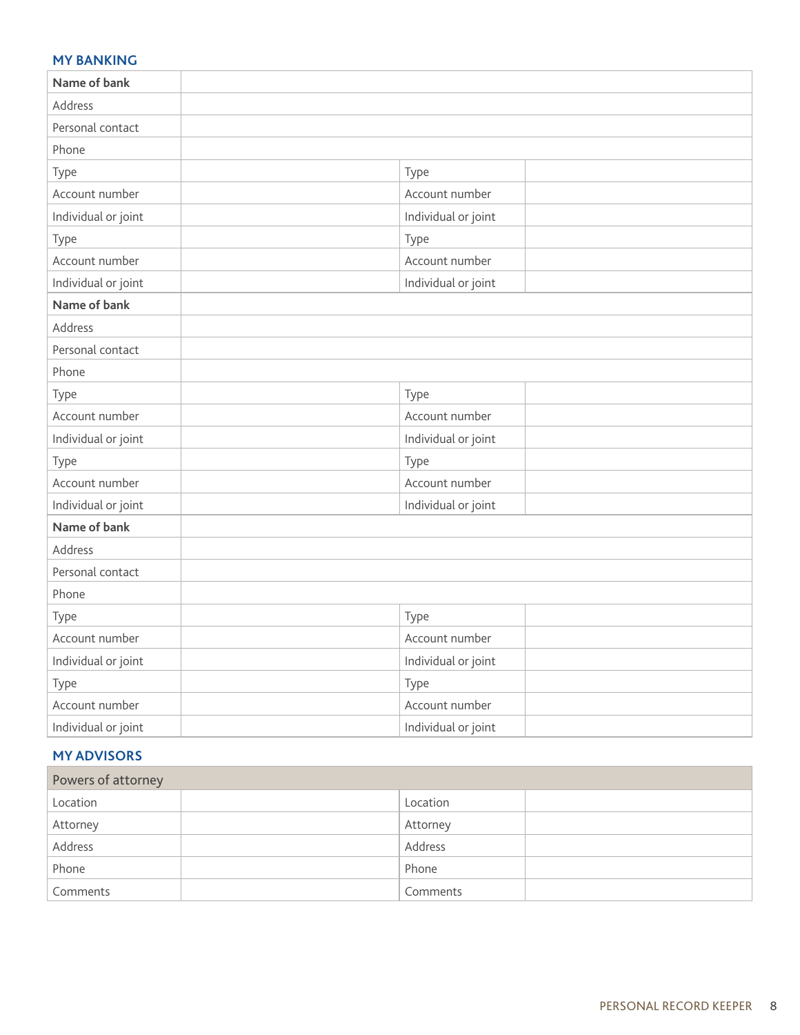## MY BANKING

| **Name of bank** | | | |
|---|---|---|---|
| Address | | | |
| Personal contact | | | |
| Phone | | | |
| Type | | Type | |
| Account number | | Account number | |
| Individual or joint | | Individual or joint | |
| Type | | Type | |
| Account number | | Account number | |
| Individual or joint | | Individual or joint | |
| **Name of bank** | | | |
| Address | | | |
| Personal contact | | | |
| Phone | | | |
| Type | | Type | |
| Account number | | Account number | |
| Individual or joint | | Individual or joint | |
| Type | | Type | |
| Account number | | Account number | |
| Individual or joint | | Individual or joint | |
| **Name of bank** | | | |
| Address | | | |
| Personal contact | | | |
| Phone | | | |
| Type | | Type | |
| Account number | | Account number | |
| Individual or joint | | Individual or joint | |
| Type | | Type | |
| Account number | | Account number | |
| Individual or joint | | Individual or joint | |

## MY ADVISORS

| Powers of attorney | | | |
|---|---|---|---|
| Location | | Location | |
| Attorney | | Attorney | |
| Address | | Address | |
| Phone | | Phone | |
| Comments | | Comments | |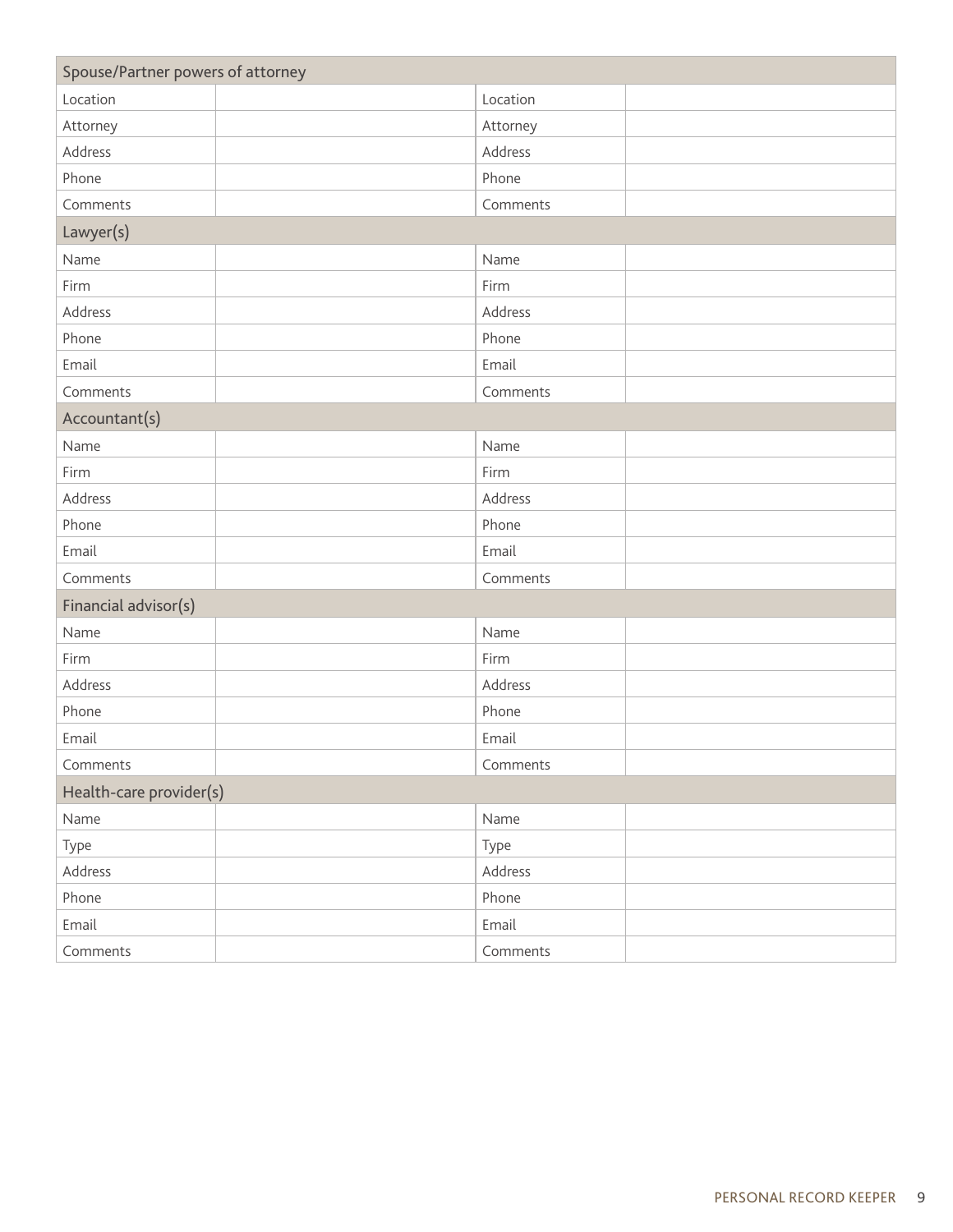| Spouse/Partner powers of attorney | | | |
|---|---|---|---|
| Location | | Location | |
| Attorney | | Attorney | |
| Address | | Address | |
| Phone | | Phone | |
| Comments | | Comments | |

| Lawyer(s) | | | |
|---|---|---|---|
| Name | | Name | |
| Firm | | Firm | |
| Address | | Address | |
| Phone | | Phone | |
| Email | | Email | |
| Comments | | Comments | |

| Accountant(s) | | | |
|---|---|---|---|
| Name | | Name | |
| Firm | | Firm | |
| Address | | Address | |
| Phone | | Phone | |
| Email | | Email | |
| Comments | | Comments | |

| Financial advisor(s) | | | |
|---|---|---|---|
| Name | | Name | |
| Firm | | Firm | |
| Address | | Address | |
| Phone | | Phone | |
| Email | | Email | |
| Comments | | Comments | |

| Health-care provider(s) | | | |
|---|---|---|---|
| Name | | Name | |
| Type | | Type | |
| Address | | Address | |
| Phone | | Phone | |
| Email | | Email | |
| Comments | | Comments | |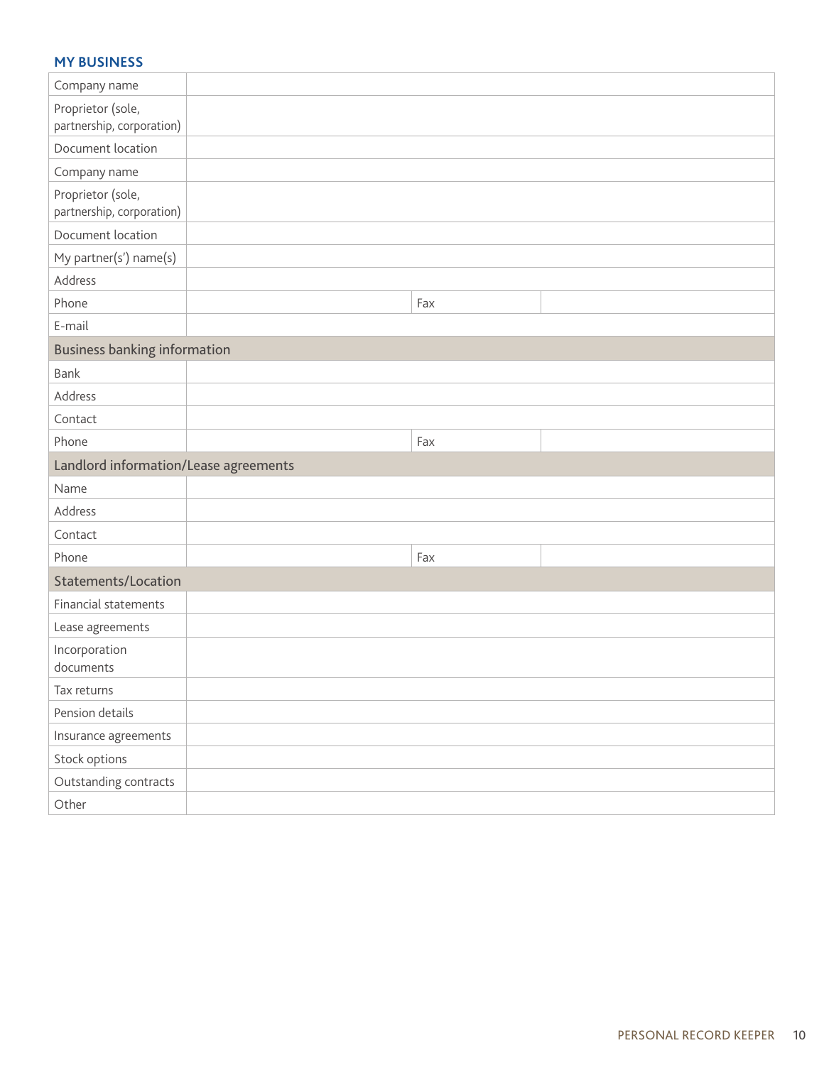## MY BUSINESS

| | | | |
|---|---|---|---|
| Company name | | | |
| Proprietor (sole, partnership, corporation) | | | |
| Document location | | | |
| Company name | | | |
| Proprietor (sole, partnership, corporation) | | | |
| Document location | | | |
| My partner(s') name(s) | | | |
| Address | | | |
| Phone | | Fax | |
| E-mail | | | |
| **Business banking information** | | | |
| Bank | | | |
| Address | | | |
| Contact | | | |
| Phone | | Fax | |
| **Landlord information/Lease agreements** | | | |
| Name | | | |
| Address | | | |
| Contact | | | |
| Phone | | Fax | |
| **Statements/Location** | | | |
| Financial statements | | | |
| Lease agreements | | | |
| Incorporation documents | | | |
| Tax returns | | | |
| Pension details | | | |
| Insurance agreements | | | |
| Stock options | | | |
| Outstanding contracts | | | |
| Other | | | |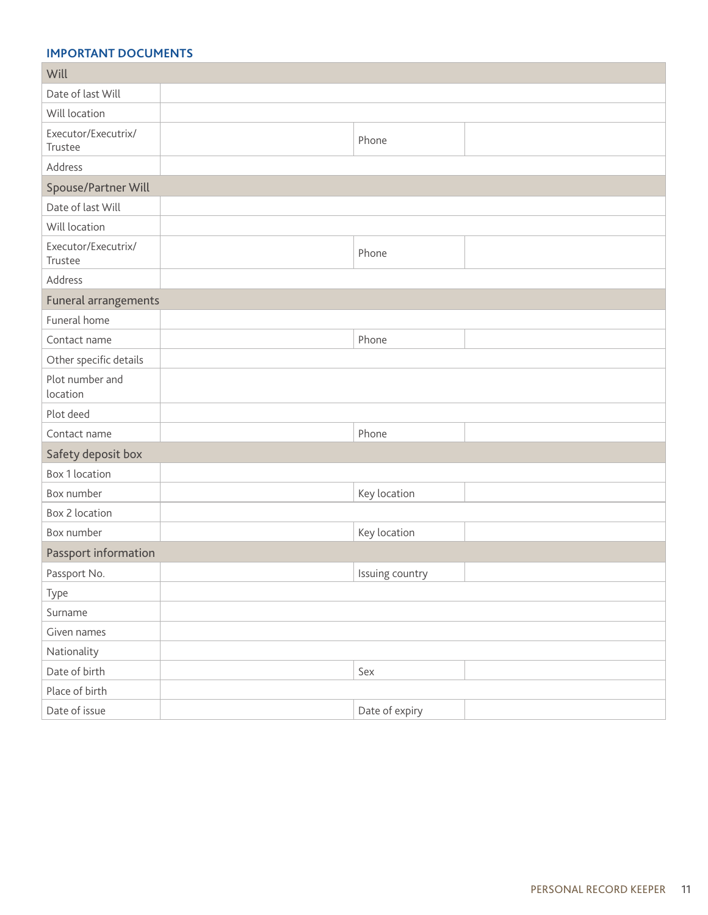## IMPORTANT DOCUMENTS

| Will | | | |
|---|---|---|---|
| Date of last Will | | | |
| Will location | | | |
| Executor/Executrix/ Trustee | | Phone | |
| Address | | | |
| **Spouse/Partner Will** | | | |
| Date of last Will | | | |
| Will location | | | |
| Executor/Executrix/ Trustee | | Phone | |
| Address | | | |
| **Funeral arrangements** | | | |
| Funeral home | | | |
| Contact name | | Phone | |
| Other specific details | | | |
| Plot number and location | | | |
| Plot deed | | | |
| Contact name | | Phone | |
| **Safety deposit box** | | | |
| Box 1 location | | | |
| Box number | | Key location | |
| Box 2 location | | | |
| Box number | | Key location | |
| **Passport information** | | | |
| Passport No. | | Issuing country | |
| Type | | | |
| Surname | | | |
| Given names | | | |
| Nationality | | | |
| Date of birth | | Sex | |
| Place of birth | | | |
| Date of issue | | Date of expiry | |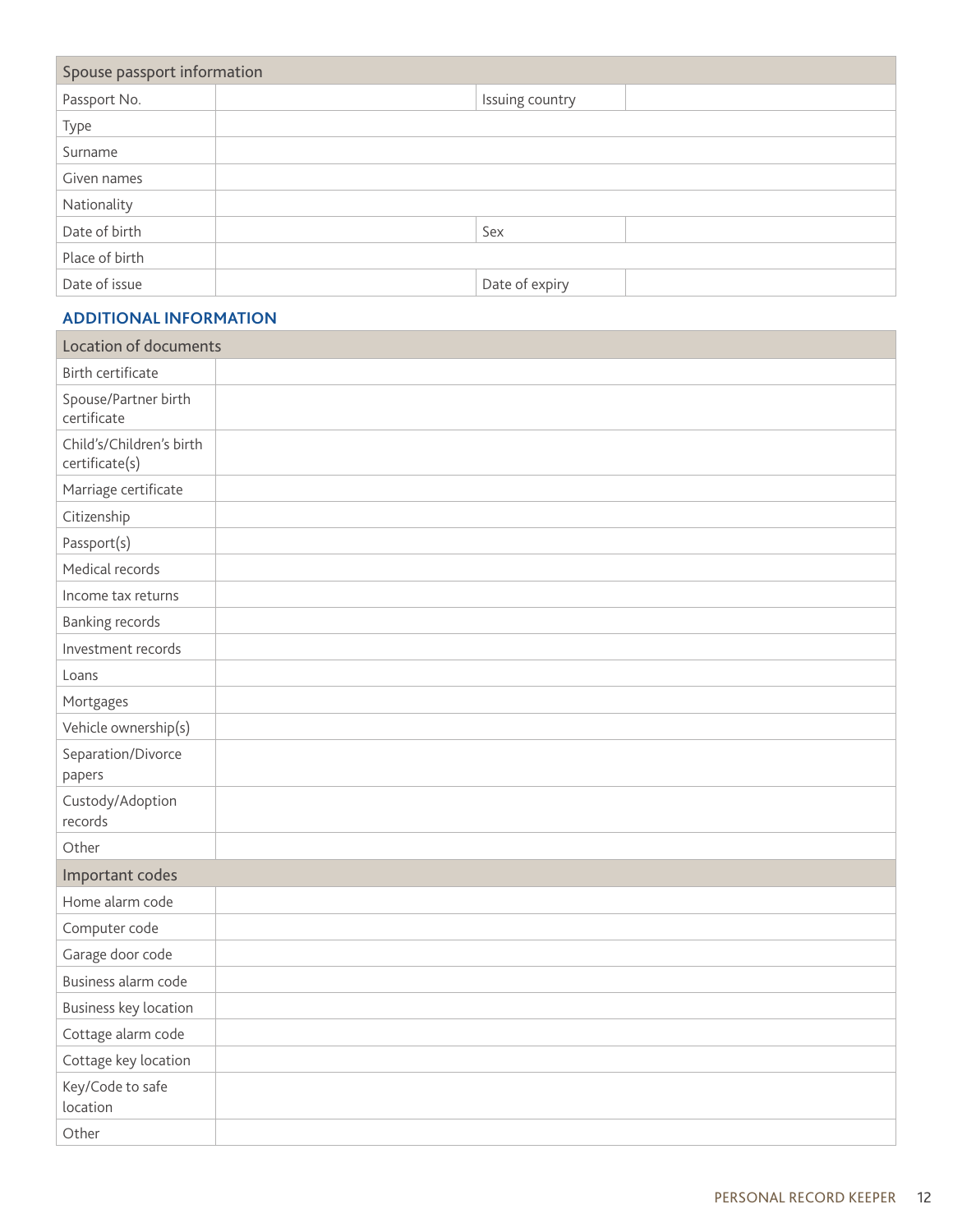| Spouse passport information | | | |
|---|---|---|---|
| Passport No. | | Issuing country | |
| Type | | | |
| Surname | | | |
| Given names | | | |
| Nationality | | | |
| Date of birth | | Sex | |
| Place of birth | | | |
| Date of issue | | Date of expiry | |

## ADDITIONAL INFORMATION

| Location of documents | |
|---|---|
| Birth certificate | |
| Spouse/Partner birth certificate | |
| Child's/Children's birth certificate(s) | |
| Marriage certificate | |
| Citizenship | |
| Passport(s) | |
| Medical records | |
| Income tax returns | |
| Banking records | |
| Investment records | |
| Loans | |
| Mortgages | |
| Vehicle ownership(s) | |
| Separation/Divorce papers | |
| Custody/Adoption records | |
| Other | |

| Important codes | |
|---|---|
| Home alarm code | |
| Computer code | |
| Garage door code | |
| Business alarm code | |
| Business key location | |
| Cottage alarm code | |
| Cottage key location | |
| Key/Code to safe location | |
| Other | |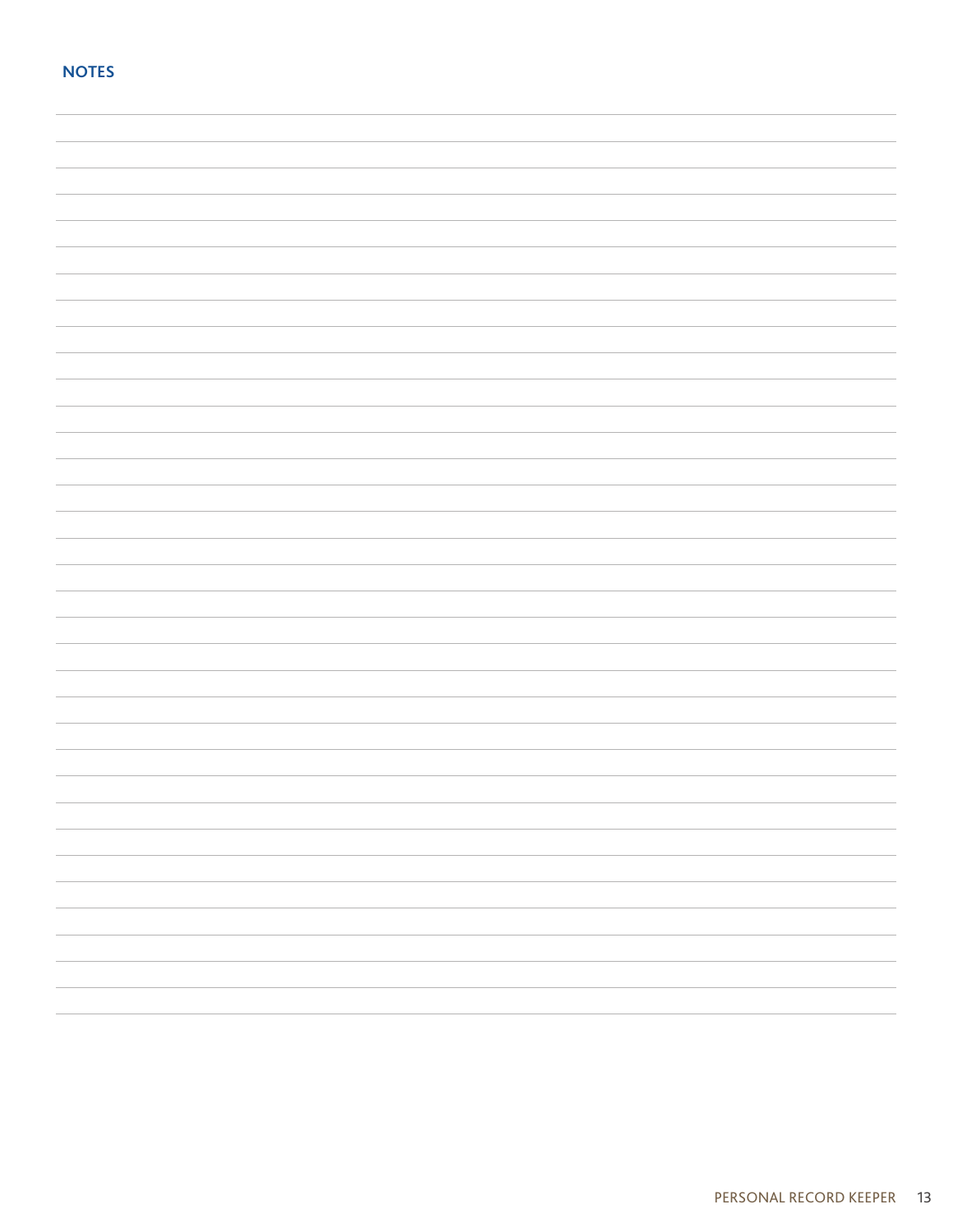## NOTES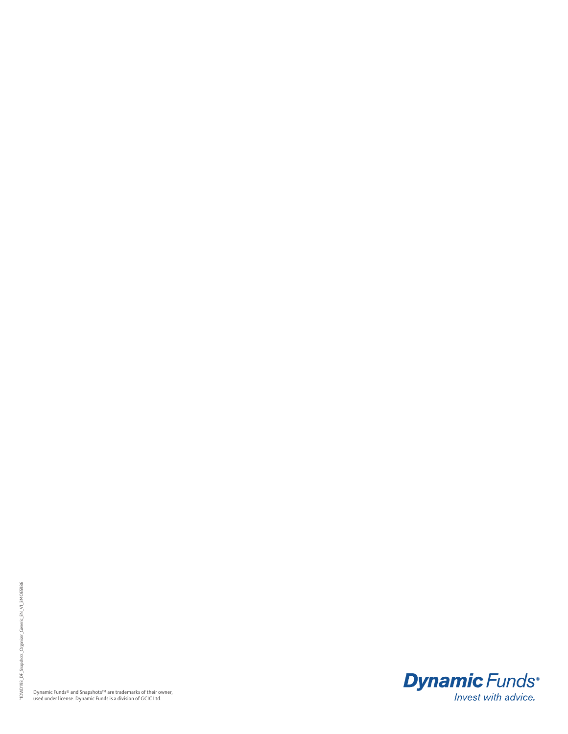11DWD193_DF_Snapshots_Organizer_Generic_EN_V1_3MOE5986

Dynamic Funds® and Snapshots™ are trademarks of their owner, used under license. Dynamic Funds is a division of GCIC Ltd.

**Dynamic** Funds®
*Invest with advice.*